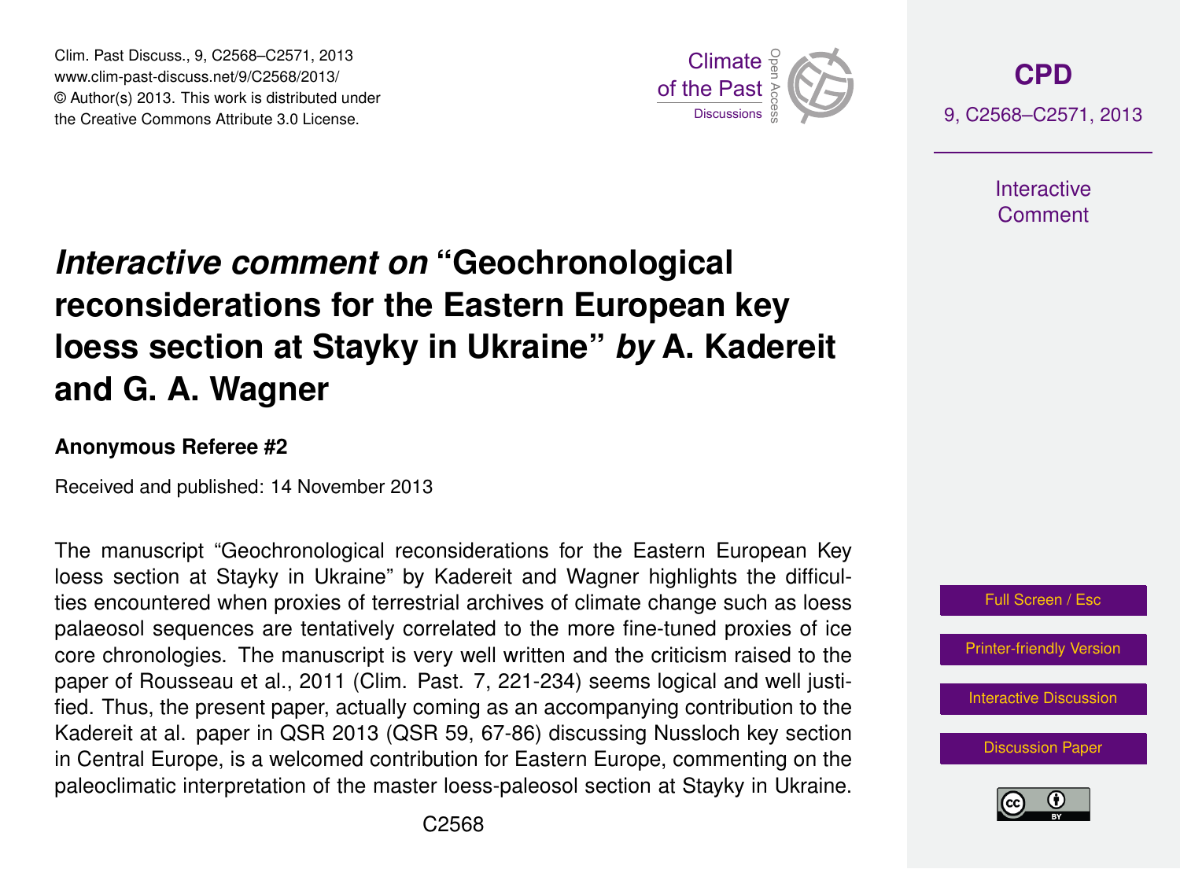# *Interactive comment on* "Geochronological reconsiderations for the Eastern European key loess section at Stayky in Ukraine" *by* A. Kadereit and G. A. Wagner

**Anonymous Referee #2**

Received and published: 14 November 2013

The manuscript "Geochronological reconsiderations for the Eastern European Key loess section at Stayky in Ukraine" by Kadereit and Wagner highlights the difficulties encountered when proxies of terrestrial archives of climate change such as loess palaeosol sequences are tentatively correlated to the more fine-tuned proxies of ice core chronologies. The manuscript is very well written and the criticism raised to the paper of Rousseau et al., 2011 (Clim. Past. 7, 221-234) seems logical and well justified. Thus, the present paper, actually coming as an accompanying contribution to the Kadereit at al. paper in QSR 2013 (QSR 59, 67-86) discussing Nussloch key section in Central Europe, is a welcomed contribution for Eastern Europe, commenting on the paleoclimatic interpretation of the master loess-paleosol section at Stayky in Ukraine.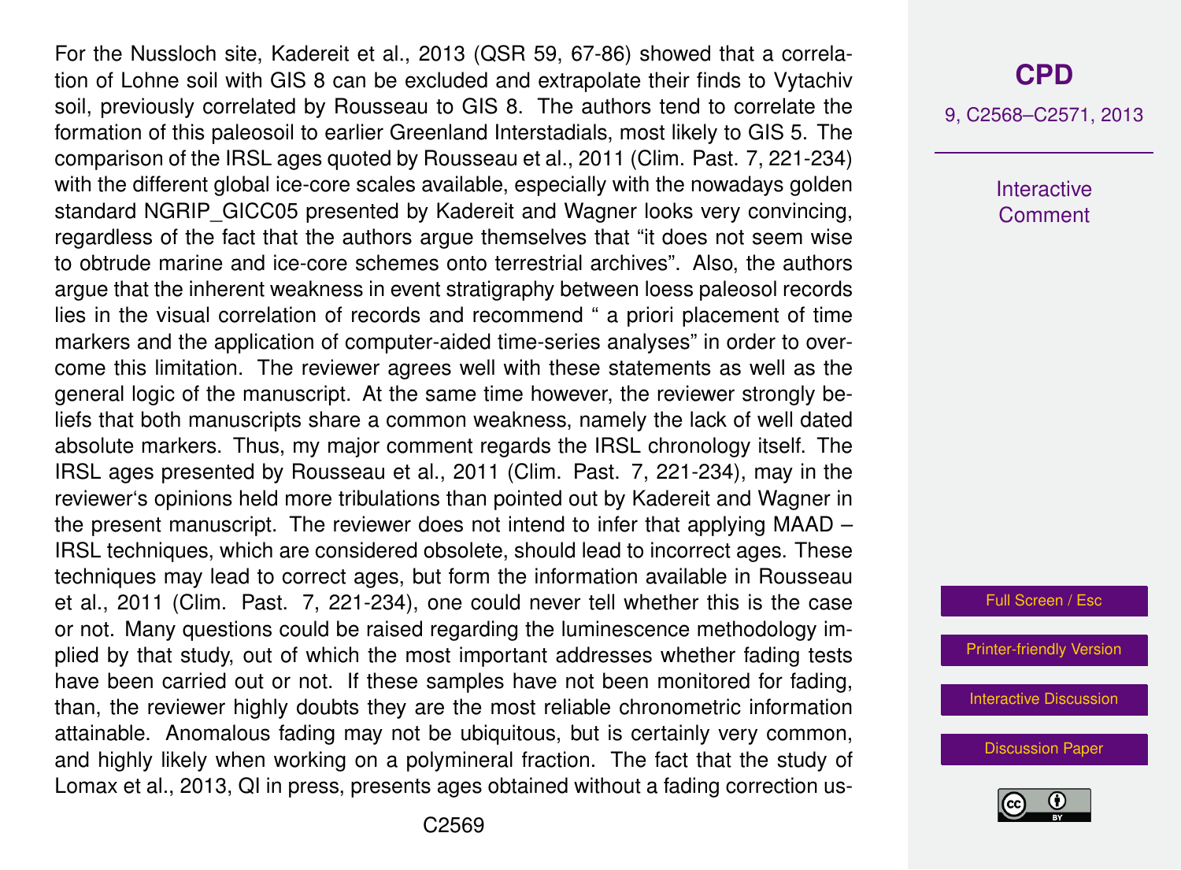For the Nussloch site, Kadereit et al., 2013 (QSR 59, 67-86) showed that a correlation of Lohne soil with GIS 8 can be excluded and extrapolate their finds to Vytachiv soil, previously correlated by Rousseau to GIS 8. The authors tend to correlate the formation of this paleosoil to earlier Greenland Interstadials, most likely to GIS 5. The comparison of the IRSL ages quoted by Rousseau et al., 2011 (Clim. Past. 7, 221-234) with the different global ice-core scales available, especially with the nowadays golden standard NGRIP_GICC05 presented by Kadereit and Wagner looks very convincing, regardless of the fact that the authors argue themselves that "it does not seem wise to obtrude marine and ice-core schemes onto terrestrial archives". Also, the authors argue that the inherent weakness in event stratigraphy between loess paleosol records lies in the visual correlation of records and recommend " a priori placement of time markers and the application of computer-aided time-series analyses" in order to overcome this limitation. The reviewer agrees well with these statements as well as the general logic of the manuscript. At the same time however, the reviewer strongly beliefs that both manuscripts share a common weakness, namely the lack of well dated absolute markers. Thus, my major comment regards the IRSL chronology itself. The IRSL ages presented by Rousseau et al., 2011 (Clim. Past. 7, 221-234), may in the reviewer's opinions held more tribulations than pointed out by Kadereit and Wagner in the present manuscript. The reviewer does not intend to infer that applying MAAD – IRSL techniques, which are considered obsolete, should lead to incorrect ages. These techniques may lead to correct ages, but form the information available in Rousseau et al., 2011 (Clim. Past. 7, 221-234), one could never tell whether this is the case or not. Many questions could be raised regarding the luminescence methodology implied by that study, out of which the most important addresses whether fading tests have been carried out or not. If these samples have not been monitored for fading, than, the reviewer highly doubts they are the most reliable chronometric information attainable. Anomalous fading may not be ubiquitous, but is certainly very common, and highly likely when working on a polymineral fraction. The fact that the study of Lomax et al., 2013, QI in press, presents ages obtained without a fading correction us-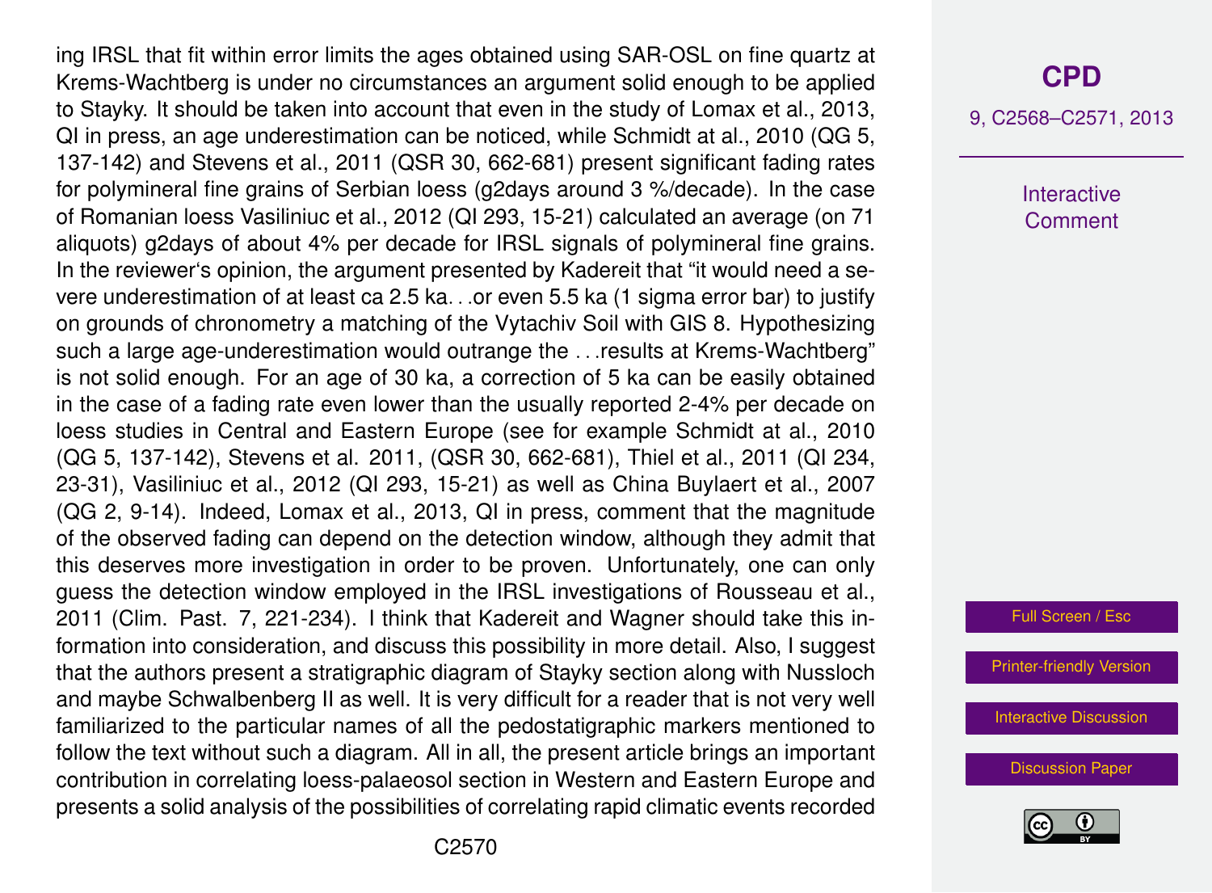ing IRSL that fit within error limits the ages obtained using SAR-OSL on fine quartz at Krems-Wachtberg is under no circumstances an argument solid enough to be applied to Stayky. It should be taken into account that even in the study of Lomax et al., 2013, QI in press, an age underestimation can be noticed, while Schmidt at al., 2010 (QG 5, 137-142) and Stevens et al., 2011 (QSR 30, 662-681) present significant fading rates for polymineral fine grains of Serbian loess (g2days around 3 %/decade). In the case of Romanian loess Vasiliniuc et al., 2012 (QI 293, 15-21) calculated an average (on 71 aliquots) g2days of about 4% per decade for IRSL signals of polymineral fine grains. In the reviewer's opinion, the argument presented by Kadereit that "it would need a severe underestimation of at least ca 2.5 ka. . .or even 5.5 ka (1 sigma error bar) to justify on grounds of chronometry a matching of the Vytachiv Soil with GIS 8. Hypothesizing such a large age-underestimation would outrange the . . .results at Krems-Wachtberg" is not solid enough. For an age of 30 ka, a correction of 5 ka can be easily obtained in the case of a fading rate even lower than the usually reported 2-4% per decade on loess studies in Central and Eastern Europe (see for example Schmidt at al., 2010 (QG 5, 137-142), Stevens et al. 2011, (QSR 30, 662-681), Thiel et al., 2011 (QI 234, 23-31), Vasiliniuc et al., 2012 (QI 293, 15-21) as well as China Buylaert et al., 2007 (QG 2, 9-14). Indeed, Lomax et al., 2013, QI in press, comment that the magnitude of the observed fading can depend on the detection window, although they admit that this deserves more investigation in order to be proven. Unfortunately, one can only guess the detection window employed in the IRSL investigations of Rousseau et al., 2011 (Clim. Past. 7, 221-234). I think that Kadereit and Wagner should take this information into consideration, and discuss this possibility in more detail. Also, I suggest that the authors present a stratigraphic diagram of Stayky section along with Nussloch and maybe Schwalbenberg II as well. It is very difficult for a reader that is not very well familiarized to the particular names of all the pedostatigraphic markers mentioned to follow the text without such a diagram. All in all, the present article brings an important contribution in correlating loess-palaeosol section in Western and Eastern Europe and presents a solid analysis of the possibilities of correlating rapid climatic events recorded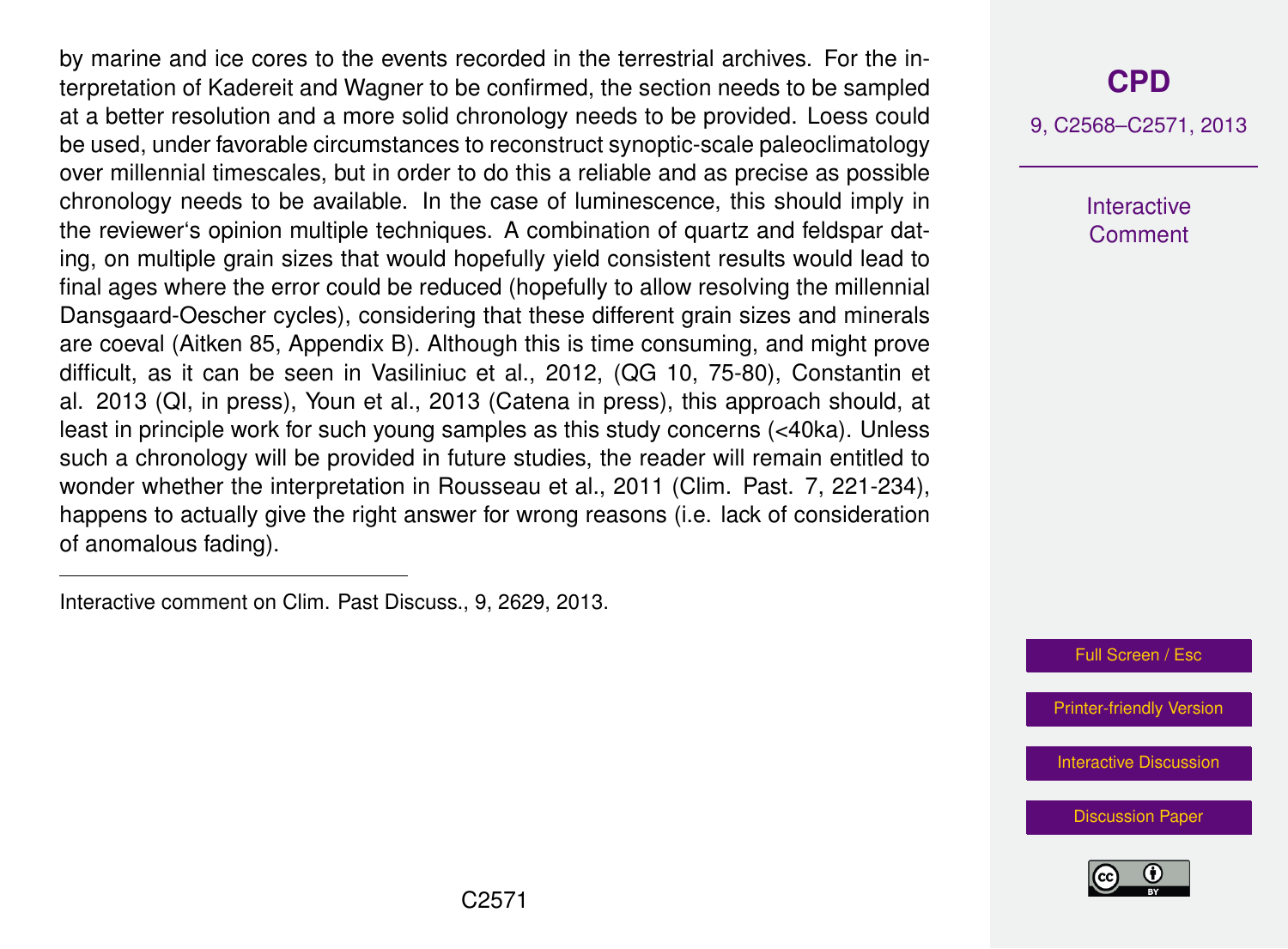by marine and ice cores to the events recorded in the terrestrial archives. For the interpretation of Kadereit and Wagner to be confirmed, the section needs to be sampled at a better resolution and a more solid chronology needs to be provided. Loess could be used, under favorable circumstances to reconstruct synoptic-scale paleoclimatology over millennial timescales, but in order to do this a reliable and as precise as possible chronology needs to be available. In the case of luminescence, this should imply in the reviewer's opinion multiple techniques. A combination of quartz and feldspar dating, on multiple grain sizes that would hopefully yield consistent results would lead to final ages where the error could be reduced (hopefully to allow resolving the millennial Dansgaard-Oescher cycles), considering that these different grain sizes and minerals are coeval (Aitken 85, Appendix B). Although this is time consuming, and might prove difficult, as it can be seen in Vasiliniuc et al., 2012, (QG 10, 75-80), Constantin et al. 2013 (QI, in press), Youn et al., 2013 (Catena in press), this approach should, at least in principle work for such young samples as this study concerns (<40ka). Unless such a chronology will be provided in future studies, the reader will remain entitled to wonder whether the interpretation in Rousseau et al., 2011 (Clim. Past. 7, 221-234), happens to actually give the right answer for wrong reasons (i.e. lack of consideration of anomalous fading).

---

Interactive comment on Clim. Past Discuss., 9, 2629, 2013.